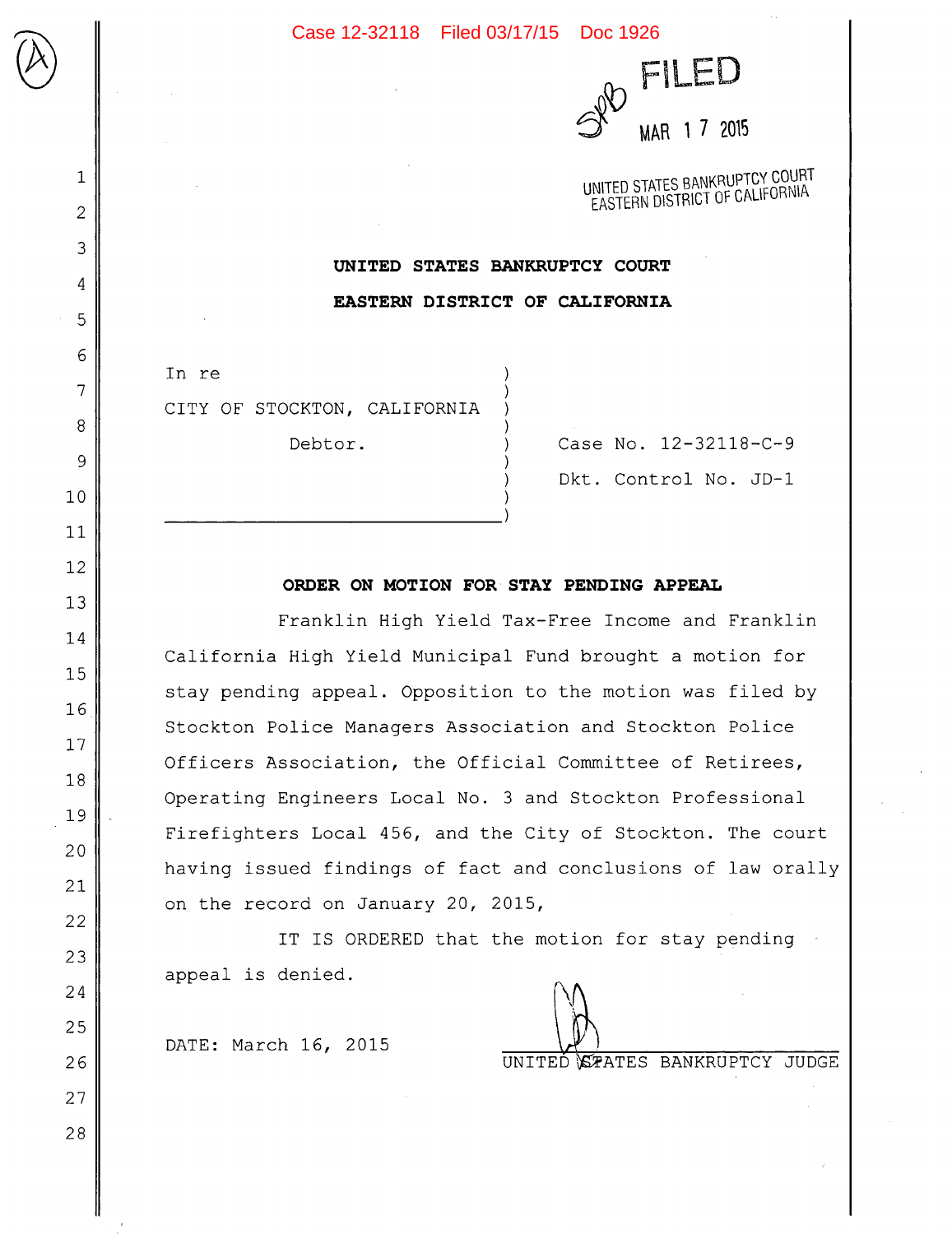FILED

MAR 17 2015

UNITED STATES BANKRUPTCY COURT
EASTERN DISTRICT OF CALIFORNIA

**UNITED STATES BANKRUPTCY COURT**

**EASTERN DISTRICT OF CALIFORNIA**

In re

CITY OF STOCKTON, CALIFORNIA

Debtor.

Case No. 12-32118-C-9

Dkt. Control No. JD-1

**ORDER ON MOTION FOR STAY PENDING APPEAL**

Franklin High Yield Tax-Free Income and Franklin California High Yield Municipal Fund brought a motion for stay pending appeal. Opposition to the motion was filed by Stockton Police Managers Association and Stockton Police Officers Association, the Official Committee of Retirees, Operating Engineers Local No. 3 and Stockton Professional Firefighters Local 456, and the City of Stockton. The court having issued findings of fact and conclusions of law orally on the record on January 20, 2015,

IT IS ORDERED that the motion for stay pending appeal is denied.

DATE: March 16, 2015

UNITED STATES BANKRUPTCY JUDGE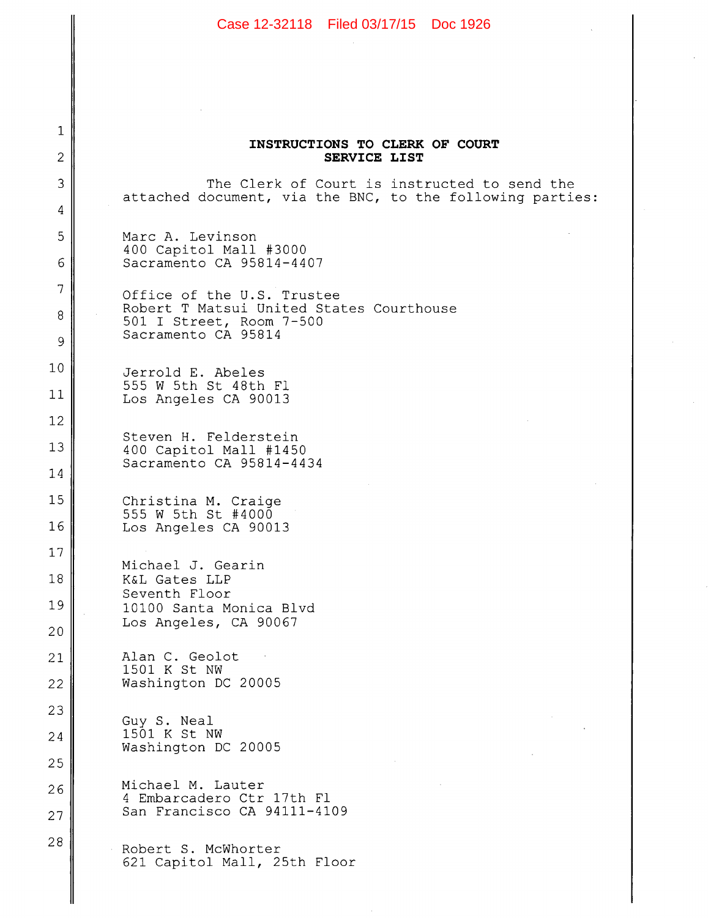**INSTRUCTIONS TO CLERK OF COURT**
**SERVICE LIST**

The Clerk of Court is instructed to send the attached document, via the BNC, to the following parties:

Marc A. Levinson
400 Capitol Mall #3000
Sacramento CA 95814-4407

Office of the U.S. Trustee
Robert T Matsui United States Courthouse
501 I Street, Room 7-500
Sacramento CA 95814

Jerrold E. Abeles
555 W 5th St 48th Fl
Los Angeles CA 90013

Steven H. Felderstein
400 Capitol Mall #1450
Sacramento CA 95814-4434

Christina M. Craige
555 W 5th St #4000
Los Angeles CA 90013

Michael J. Gearin
K&L Gates LLP
Seventh Floor
10100 Santa Monica Blvd
Los Angeles, CA 90067

Alan C. Geolot
1501 K St NW
Washington DC 20005

Guy S. Neal
1501 K St NW
Washington DC 20005

Michael M. Lauter
4 Embarcadero Ctr 17th Fl
San Francisco CA 94111-4109

Robert S. McWhorter
621 Capitol Mall, 25th Floor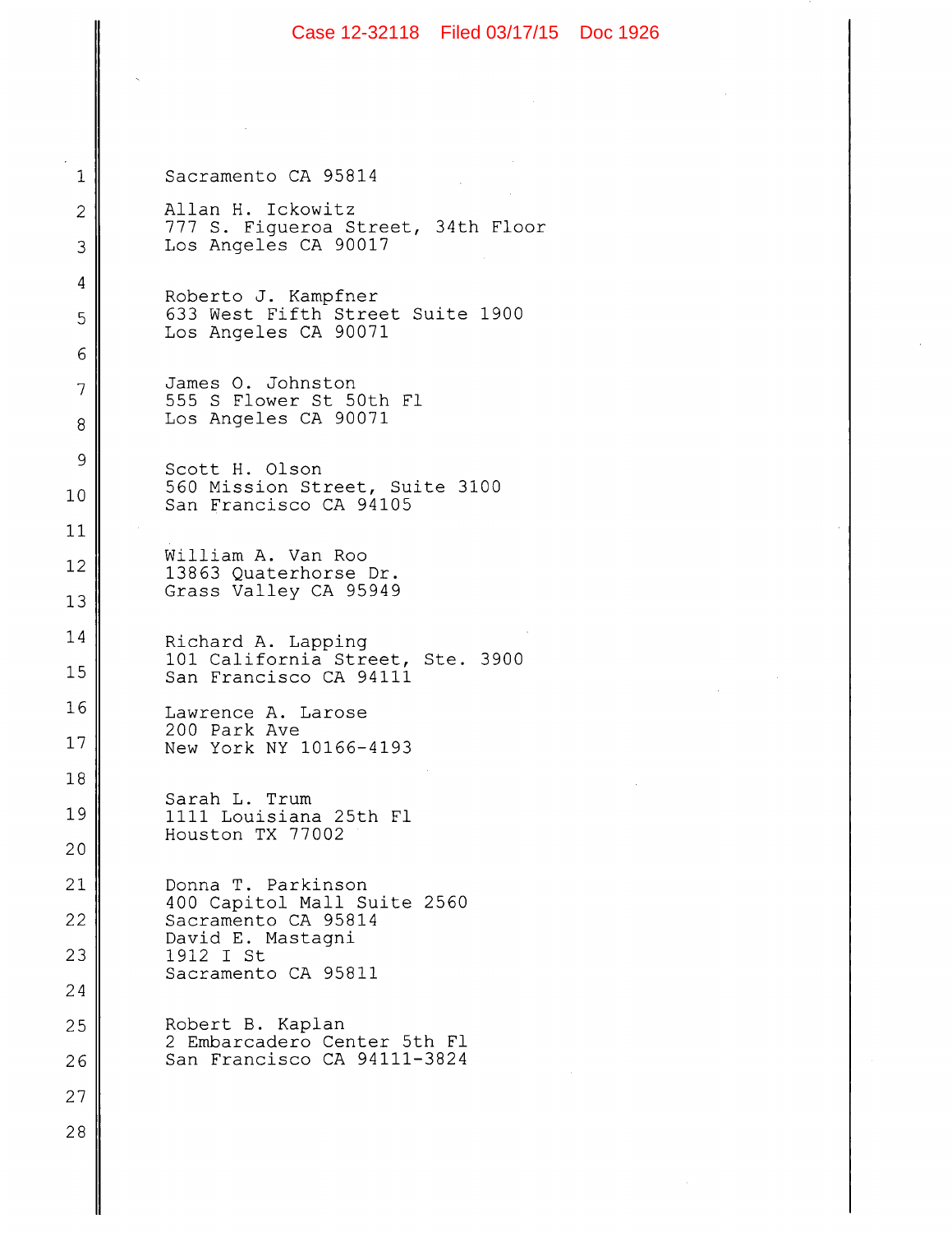Sacramento CA 95814

Allan H. Ickowitz
777 S. Figueroa Street, 34th Floor
Los Angeles CA 90017

Roberto J. Kampfner
633 West Fifth Street Suite 1900
Los Angeles CA 90071

James O. Johnston
555 S Flower St 50th Fl
Los Angeles CA 90071

Scott H. Olson
560 Mission Street, Suite 3100
San Francisco CA 94105

William A. Van Roo
13863 Quaterhorse Dr.
Grass Valley CA 95949

Richard A. Lapping
101 California Street, Ste. 3900
San Francisco CA 94111

Lawrence A. Larose
200 Park Ave
New York NY 10166-4193

Sarah L. Trum
1111 Louisiana 25th Fl
Houston TX 77002

Donna T. Parkinson
400 Capitol Mall Suite 2560
Sacramento CA 95814

David E. Mastagni
1912 I St
Sacramento CA 95811

Robert B. Kaplan
2 Embarcadero Center 5th Fl
San Francisco CA 94111-3824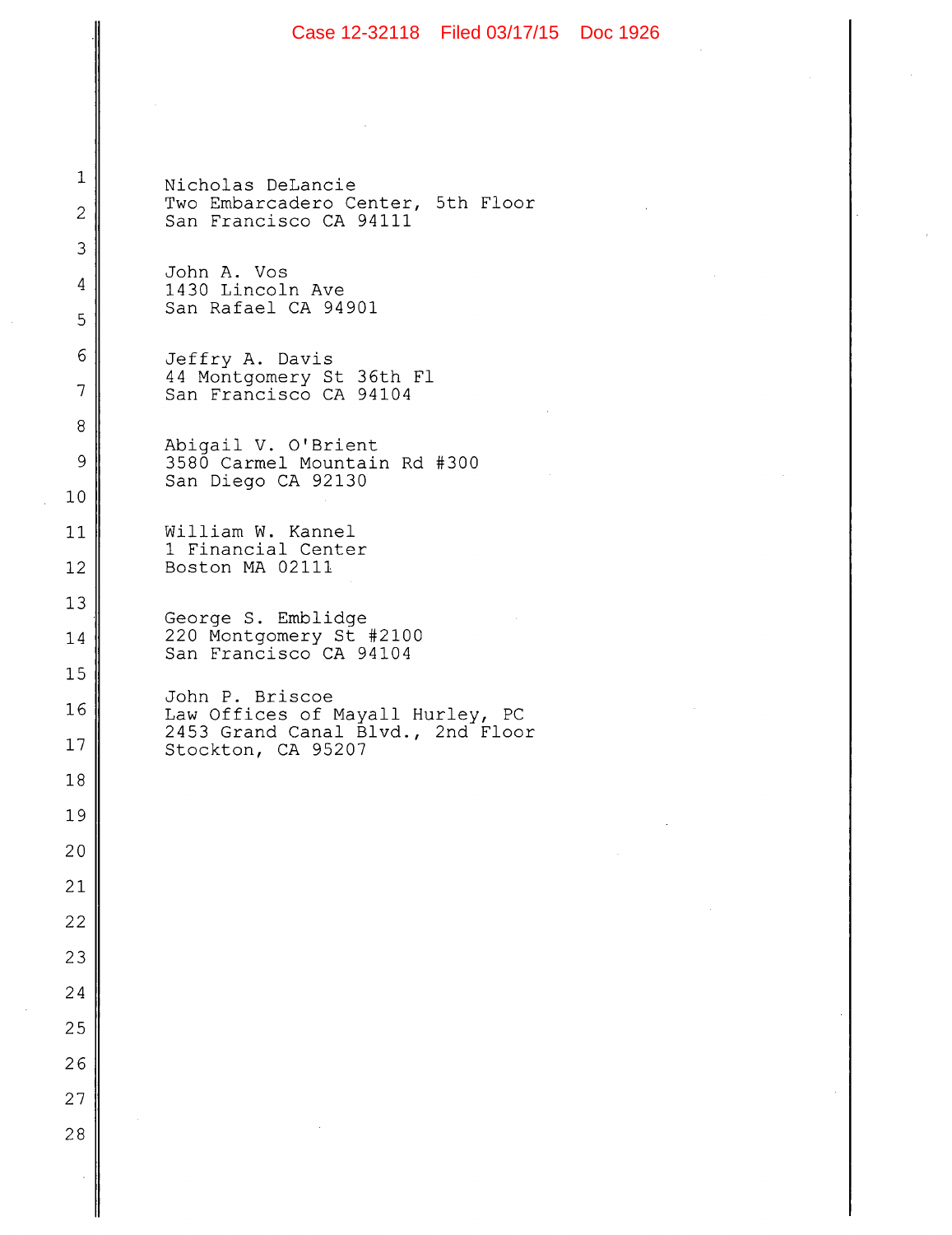Nicholas DeLancie
Two Embarcadero Center, 5th Floor
San Francisco CA 94111

John A. Vos
1430 Lincoln Ave
San Rafael CA 94901

Jeffry A. Davis
44 Montgomery St 36th Fl
San Francisco CA 94104

Abigail V. O'Brient
3580 Carmel Mountain Rd #300
San Diego CA 92130

William W. Kannel
1 Financial Center
Boston MA 02111

George S. Emblidge
220 Montgomery St #2100
San Francisco CA 94104

John P. Briscoe
Law Offices of Mayall Hurley, PC
2453 Grand Canal Blvd., 2nd Floor
Stockton, CA 95207